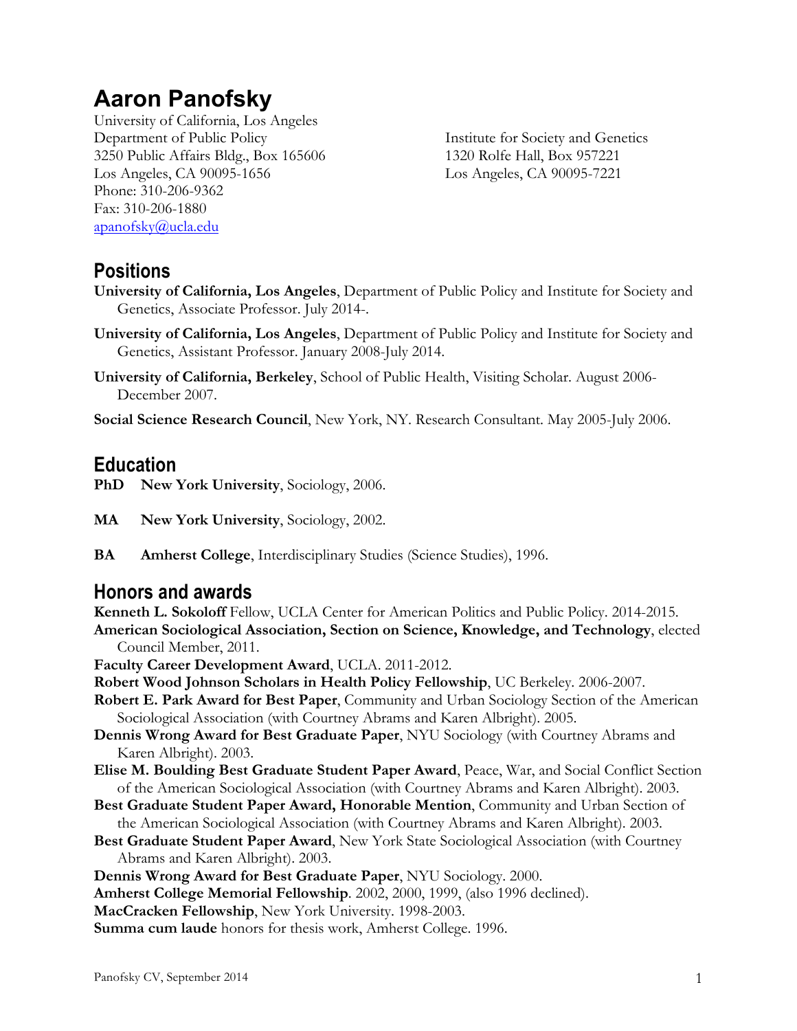# Aaron Panofsky

University of California, Los Angeles
Department of Public Policy
3250 Public Affairs Bldg., Box 165606
Los Angeles, CA 90095-1656
Phone: 310-206-9362
Fax: 310-206-1880
apanofsky@ucla.edu

Institute for Society and Genetics
1320 Rolfe Hall, Box 957221
Los Angeles, CA 90095-7221

## Positions

**University of California, Los Angeles**, Department of Public Policy and Institute for Society and Genetics, Associate Professor. July 2014-.

**University of California, Los Angeles**, Department of Public Policy and Institute for Society and Genetics, Assistant Professor. January 2008-July 2014.

**University of California, Berkeley**, School of Public Health, Visiting Scholar. August 2006-December 2007.

**Social Science Research Council**, New York, NY. Research Consultant. May 2005-July 2006.

## Education

**PhD** **New York University**, Sociology, 2006.

**MA** **New York University**, Sociology, 2002.

**BA** **Amherst College**, Interdisciplinary Studies (Science Studies), 1996.

## Honors and awards

**Kenneth L. Sokoloff** Fellow, UCLA Center for American Politics and Public Policy. 2014-2015.

**American Sociological Association, Section on Science, Knowledge, and Technology**, elected Council Member, 2011.

**Faculty Career Development Award**, UCLA. 2011-2012.

**Robert Wood Johnson Scholars in Health Policy Fellowship**, UC Berkeley. 2006-2007.

**Robert E. Park Award for Best Paper**, Community and Urban Sociology Section of the American Sociological Association (with Courtney Abrams and Karen Albright). 2005.

**Dennis Wrong Award for Best Graduate Paper**, NYU Sociology (with Courtney Abrams and Karen Albright). 2003.

**Elise M. Boulding Best Graduate Student Paper Award**, Peace, War, and Social Conflict Section of the American Sociological Association (with Courtney Abrams and Karen Albright). 2003.

**Best Graduate Student Paper Award, Honorable Mention**, Community and Urban Section of the American Sociological Association (with Courtney Abrams and Karen Albright). 2003.

**Best Graduate Student Paper Award**, New York State Sociological Association (with Courtney Abrams and Karen Albright). 2003.

**Dennis Wrong Award for Best Graduate Paper**, NYU Sociology. 2000.

**Amherst College Memorial Fellowship**. 2002, 2000, 1999, (also 1996 declined).

**MacCracken Fellowship**, New York University. 1998-2003.

**Summa cum laude** honors for thesis work, Amherst College. 1996.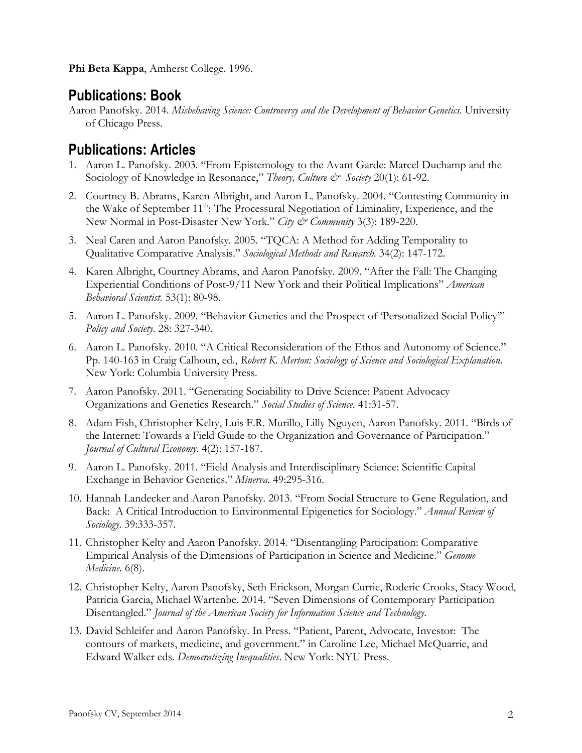**Phi Beta Kappa**, Amherst College. 1996.

## Publications: Book

Aaron Panofsky. 2014. *Misbehaving Science: Controversy and the Development of Behavior Genetics*. University of Chicago Press.

## Publications: Articles

1. Aaron L. Panofsky. 2003. "From Epistemology to the Avant Garde: Marcel Duchamp and the Sociology of Knowledge in Resonance," *Theory, Culture & Society* 20(1): 61-92.
2. Courtney B. Abrams, Karen Albright, and Aaron L. Panofsky. 2004. "Contesting Community in the Wake of September 11th: The Processual Negotiation of Liminality, Experience, and the New Normal in Post-Disaster New York." *City & Community* 3(3): 189-220.
3. Neal Caren and Aaron Panofsky. 2005. "TQCA: A Method for Adding Temporality to Qualitative Comparative Analysis." *Sociological Methods and Research*. 34(2): 147-172.
4. Karen Albright, Courtney Abrams, and Aaron Panofsky. 2009. "After the Fall: The Changing Experiential Conditions of Post-9/11 New York and their Political Implications" *American Behavioral Scientist*. 53(1): 80-98.
5. Aaron L. Panofsky. 2009. "Behavior Genetics and the Prospect of 'Personalized Social Policy'" *Policy and Society*. 28: 327-340.
6. Aaron L. Panofsky. 2010. "A Critical Reconsideration of the Ethos and Autonomy of Science." Pp. 140-163 in Craig Calhoun, ed., *Robert K. Merton: Sociology of Science and Sociological Explanation*. New York: Columbia University Press.
7. Aaron Panofsky. 2011. "Generating Sociability to Drive Science: Patient Advocacy Organizations and Genetics Research." *Social Studies of Science*. 41:31-57.
8. Adam Fish, Christopher Kelty, Luis F.R. Murillo, Lilly Nguyen, Aaron Panofsky. 2011. "Birds of the Internet: Towards a Field Guide to the Organization and Governance of Participation." *Journal of Cultural Economy*. 4(2): 157-187.
9. Aaron L. Panofsky. 2011. "Field Analysis and Interdisciplinary Science: Scientific Capital Exchange in Behavior Genetics." *Minerva.* 49:295-316.
10. Hannah Landecker and Aaron Panofsky. 2013. "From Social Structure to Gene Regulation, and Back: A Critical Introduction to Environmental Epigenetics for Sociology." *Annual Review of Sociology*. 39:333-357.
11. Christopher Kelty and Aaron Panofsky. 2014. "Disentangling Participation: Comparative Empirical Analysis of the Dimensions of Participation in Science and Medicine." *Genome Medicine*. 6(8).
12. Christopher Kelty, Aaron Panofsky, Seth Erickson, Morgan Currie, Roderic Crooks, Stacy Wood, Patricia Garcia, Michael Wartenbe. 2014. "Seven Dimensions of Contemporary Participation Disentangled." *Journal of the American Society for Information Science and Technology*.
13. David Schleifer and Aaron Panofsky. In Press. "Patient, Parent, Advocate, Investor: The contours of markets, medicine, and government." in Caroline Lee, Michael McQuarrie, and Edward Walker eds. *Democratizing Inequalities*. New York: NYU Press.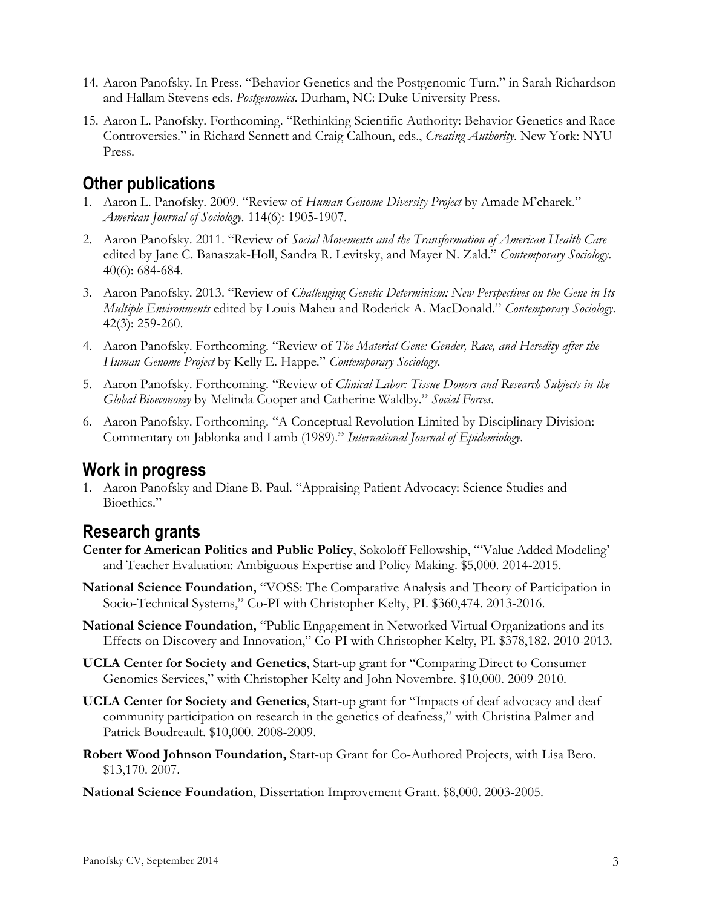14. Aaron Panofsky. In Press. "Behavior Genetics and the Postgenomic Turn." in Sarah Richardson and Hallam Stevens eds. *Postgenomics*. Durham, NC: Duke University Press.

15. Aaron L. Panofsky. Forthcoming. "Rethinking Scientific Authority: Behavior Genetics and Race Controversies." in Richard Sennett and Craig Calhoun, eds., *Creating Authority*. New York: NYU Press.

## Other publications

1. Aaron L. Panofsky. 2009. "Review of *Human Genome Diversity Project* by Amade M'charek." *American Journal of Sociology*. 114(6): 1905-1907.

2. Aaron Panofsky. 2011. "Review of *Social Movements and the Transformation of American Health Care* edited by Jane C. Banaszak-Holl, Sandra R. Levitsky, and Mayer N. Zald." *Contemporary Sociology*. 40(6): 684-684.

3. Aaron Panofsky. 2013. "Review of *Challenging Genetic Determinism: New Perspectives on the Gene in Its Multiple Environments* edited by Louis Maheu and Roderick A. MacDonald." *Contemporary Sociology*. 42(3): 259-260.

4. Aaron Panofsky. Forthcoming. "Review of *The Material Gene: Gender, Race, and Heredity after the Human Genome Project* by Kelly E. Happe." *Contemporary Sociology*.

5. Aaron Panofsky. Forthcoming. "Review of *Clinical Labor: Tissue Donors and Research Subjects in the Global Bioeconomy* by Melinda Cooper and Catherine Waldby." *Social Forces*.

6. Aaron Panofsky. Forthcoming. "A Conceptual Revolution Limited by Disciplinary Division: Commentary on Jablonka and Lamb (1989)." *International Journal of Epidemiology*.

## Work in progress

1. Aaron Panofsky and Diane B. Paul. "Appraising Patient Advocacy: Science Studies and Bioethics."

## Research grants

**Center for American Politics and Public Policy**, Sokoloff Fellowship, "'Value Added Modeling' and Teacher Evaluation: Ambiguous Expertise and Policy Making. $5,000. 2014-2015.

**National Science Foundation,** "VOSS: The Comparative Analysis and Theory of Participation in Socio-Technical Systems," Co-PI with Christopher Kelty, PI. $360,474. 2013-2016.

**National Science Foundation,** "Public Engagement in Networked Virtual Organizations and its Effects on Discovery and Innovation," Co-PI with Christopher Kelty, PI. $378,182. 2010-2013.

**UCLA Center for Society and Genetics**, Start-up grant for "Comparing Direct to Consumer Genomics Services," with Christopher Kelty and John Novembre. $10,000. 2009-2010.

**UCLA Center for Society and Genetics**, Start-up grant for "Impacts of deaf advocacy and deaf community participation on research in the genetics of deafness," with Christina Palmer and Patrick Boudreault. $10,000. 2008-2009.

**Robert Wood Johnson Foundation,** Start-up Grant for Co-Authored Projects, with Lisa Bero. $13,170. 2007.

**National Science Foundation**, Dissertation Improvement Grant. $8,000. 2003-2005.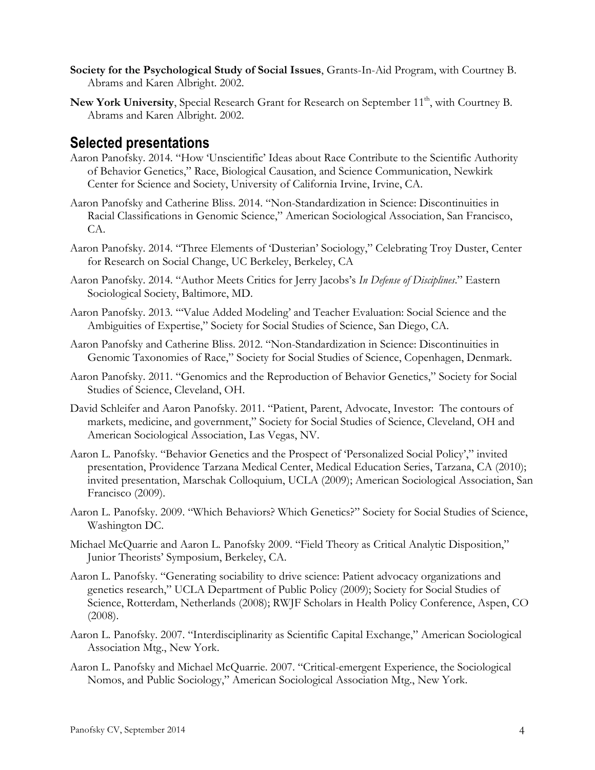**Society for the Psychological Study of Social Issues**, Grants-In-Aid Program, with Courtney B. Abrams and Karen Albright. 2002.

**New York University**, Special Research Grant for Research on September 11th, with Courtney B. Abrams and Karen Albright. 2002.

## Selected presentations

Aaron Panofsky. 2014. "How 'Unscientific' Ideas about Race Contribute to the Scientific Authority of Behavior Genetics," Race, Biological Causation, and Science Communication, Newkirk Center for Science and Society, University of California Irvine, Irvine, CA.

Aaron Panofsky and Catherine Bliss. 2014. "Non-Standardization in Science: Discontinuities in Racial Classifications in Genomic Science," American Sociological Association, San Francisco, CA.

Aaron Panofsky. 2014. "Three Elements of 'Dusterian' Sociology," Celebrating Troy Duster, Center for Research on Social Change, UC Berkeley, Berkeley, CA

Aaron Panofsky. 2014. "Author Meets Critics for Jerry Jacobs's *In Defense of Disciplines*." Eastern Sociological Society, Baltimore, MD.

Aaron Panofsky. 2013. "'Value Added Modeling' and Teacher Evaluation: Social Science and the Ambiguities of Expertise," Society for Social Studies of Science, San Diego, CA.

Aaron Panofsky and Catherine Bliss. 2012. "Non-Standardization in Science: Discontinuities in Genomic Taxonomies of Race," Society for Social Studies of Science, Copenhagen, Denmark.

Aaron Panofsky. 2011. "Genomics and the Reproduction of Behavior Genetics," Society for Social Studies of Science, Cleveland, OH.

David Schleifer and Aaron Panofsky. 2011. "Patient, Parent, Advocate, Investor: The contours of markets, medicine, and government," Society for Social Studies of Science, Cleveland, OH and American Sociological Association, Las Vegas, NV.

Aaron L. Panofsky. "Behavior Genetics and the Prospect of 'Personalized Social Policy'," invited presentation, Providence Tarzana Medical Center, Medical Education Series, Tarzana, CA (2010); invited presentation, Marschak Colloquium, UCLA (2009); American Sociological Association, San Francisco (2009).

Aaron L. Panofsky. 2009. "Which Behaviors? Which Genetics?" Society for Social Studies of Science, Washington DC.

Michael McQuarrie and Aaron L. Panofsky 2009. "Field Theory as Critical Analytic Disposition," Junior Theorists' Symposium, Berkeley, CA.

Aaron L. Panofsky. "Generating sociability to drive science: Patient advocacy organizations and genetics research," UCLA Department of Public Policy (2009); Society for Social Studies of Science, Rotterdam, Netherlands (2008); RWJF Scholars in Health Policy Conference, Aspen, CO (2008).

Aaron L. Panofsky. 2007. "Interdisciplinarity as Scientific Capital Exchange," American Sociological Association Mtg., New York.

Aaron L. Panofsky and Michael McQuarrie. 2007. "Critical-emergent Experience, the Sociological Nomos, and Public Sociology," American Sociological Association Mtg., New York.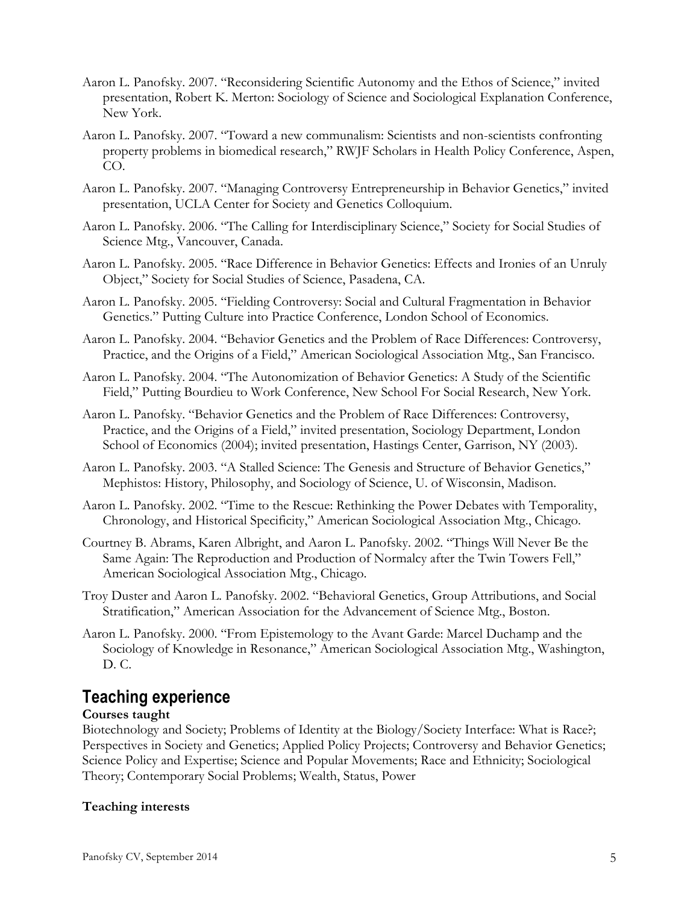Aaron L. Panofsky. 2007. "Reconsidering Scientific Autonomy and the Ethos of Science," invited presentation, Robert K. Merton: Sociology of Science and Sociological Explanation Conference, New York.

Aaron L. Panofsky. 2007. "Toward a new communalism: Scientists and non-scientists confronting property problems in biomedical research," RWJF Scholars in Health Policy Conference, Aspen, CO.

Aaron L. Panofsky. 2007. "Managing Controversy Entrepreneurship in Behavior Genetics," invited presentation, UCLA Center for Society and Genetics Colloquium.

Aaron L. Panofsky. 2006. "The Calling for Interdisciplinary Science," Society for Social Studies of Science Mtg., Vancouver, Canada.

Aaron L. Panofsky. 2005. "Race Difference in Behavior Genetics: Effects and Ironies of an Unruly Object," Society for Social Studies of Science, Pasadena, CA.

Aaron L. Panofsky. 2005. "Fielding Controversy: Social and Cultural Fragmentation in Behavior Genetics." Putting Culture into Practice Conference, London School of Economics.

Aaron L. Panofsky. 2004. "Behavior Genetics and the Problem of Race Differences: Controversy, Practice, and the Origins of a Field," American Sociological Association Mtg., San Francisco.

Aaron L. Panofsky. 2004. "The Autonomization of Behavior Genetics: A Study of the Scientific Field," Putting Bourdieu to Work Conference, New School For Social Research, New York.

Aaron L. Panofsky. "Behavior Genetics and the Problem of Race Differences: Controversy, Practice, and the Origins of a Field," invited presentation, Sociology Department, London School of Economics (2004); invited presentation, Hastings Center, Garrison, NY (2003).

Aaron L. Panofsky. 2003. "A Stalled Science: The Genesis and Structure of Behavior Genetics," Mephistos: History, Philosophy, and Sociology of Science, U. of Wisconsin, Madison.

Aaron L. Panofsky. 2002. "Time to the Rescue: Rethinking the Power Debates with Temporality, Chronology, and Historical Specificity," American Sociological Association Mtg., Chicago.

Courtney B. Abrams, Karen Albright, and Aaron L. Panofsky. 2002. "Things Will Never Be the Same Again: The Reproduction and Production of Normalcy after the Twin Towers Fell," American Sociological Association Mtg., Chicago.

Troy Duster and Aaron L. Panofsky. 2002. "Behavioral Genetics, Group Attributions, and Social Stratification," American Association for the Advancement of Science Mtg., Boston.

Aaron L. Panofsky. 2000. "From Epistemology to the Avant Garde: Marcel Duchamp and the Sociology of Knowledge in Resonance," American Sociological Association Mtg., Washington, D. C.

## Teaching experience

**Courses taught**

Biotechnology and Society; Problems of Identity at the Biology/Society Interface: What is Race?; Perspectives in Society and Genetics; Applied Policy Projects; Controversy and Behavior Genetics; Science Policy and Expertise; Science and Popular Movements; Race and Ethnicity; Sociological Theory; Contemporary Social Problems; Wealth, Status, Power

**Teaching interests**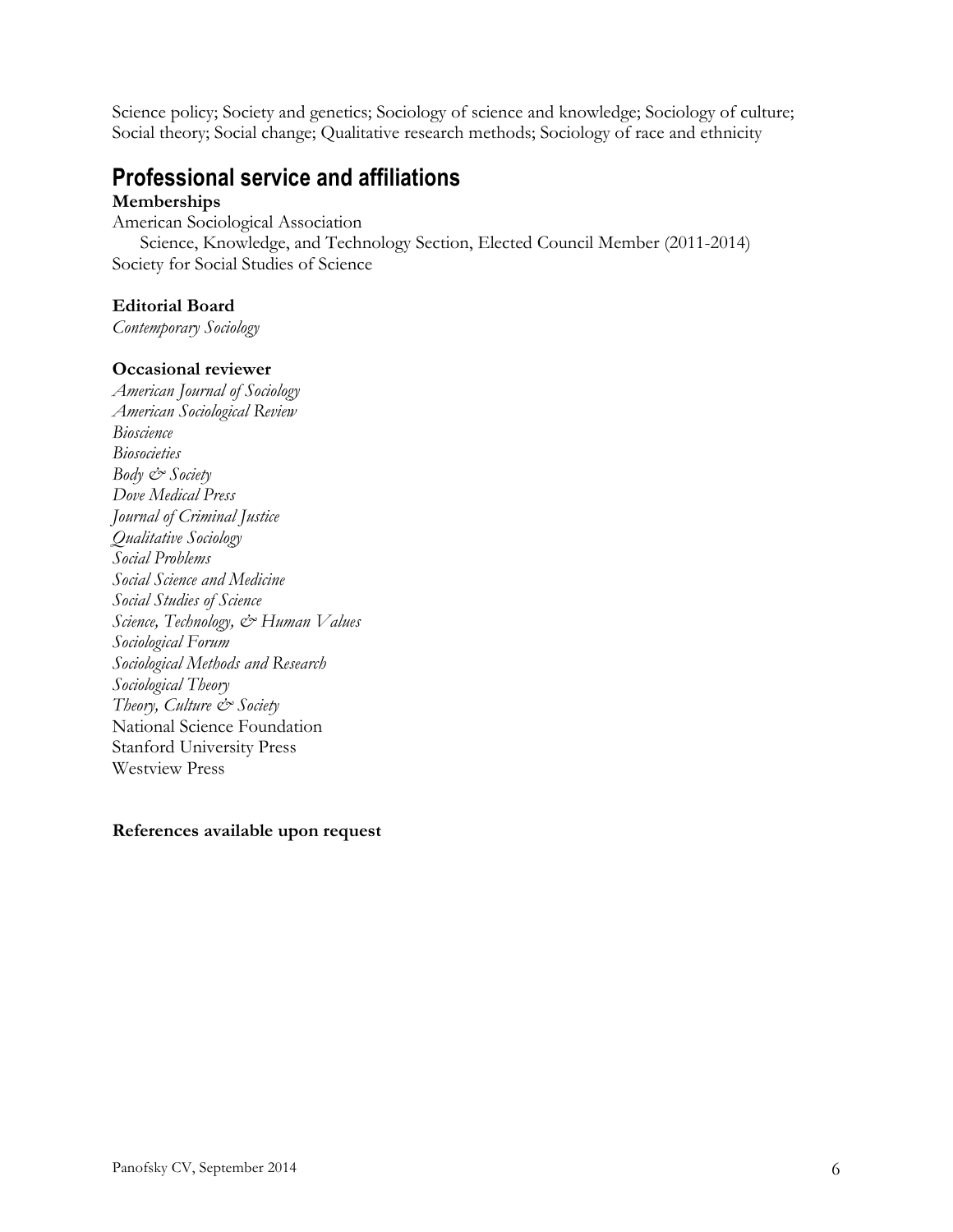Science policy; Society and genetics; Sociology of science and knowledge; Sociology of culture; Social theory; Social change; Qualitative research methods; Sociology of race and ethnicity

## Professional service and affiliations

**Memberships**

American Sociological Association

Science, Knowledge, and Technology Section, Elected Council Member (2011-2014)

Society for Social Studies of Science

**Editorial Board**

*Contemporary Sociology*

**Occasional reviewer**

*American Journal of Sociology*
*American Sociological Review*
*Bioscience*
*Biosocieties*
*Body & Society*
*Dove Medical Press*
*Journal of Criminal Justice*
*Qualitative Sociology*
*Social Problems*
*Social Science and Medicine*
*Social Studies of Science*
*Science, Technology, & Human Values*
*Sociological Forum*
*Sociological Methods and Research*
*Sociological Theory*
*Theory, Culture & Society*
National Science Foundation
Stanford University Press
Westview Press

**References available upon request**